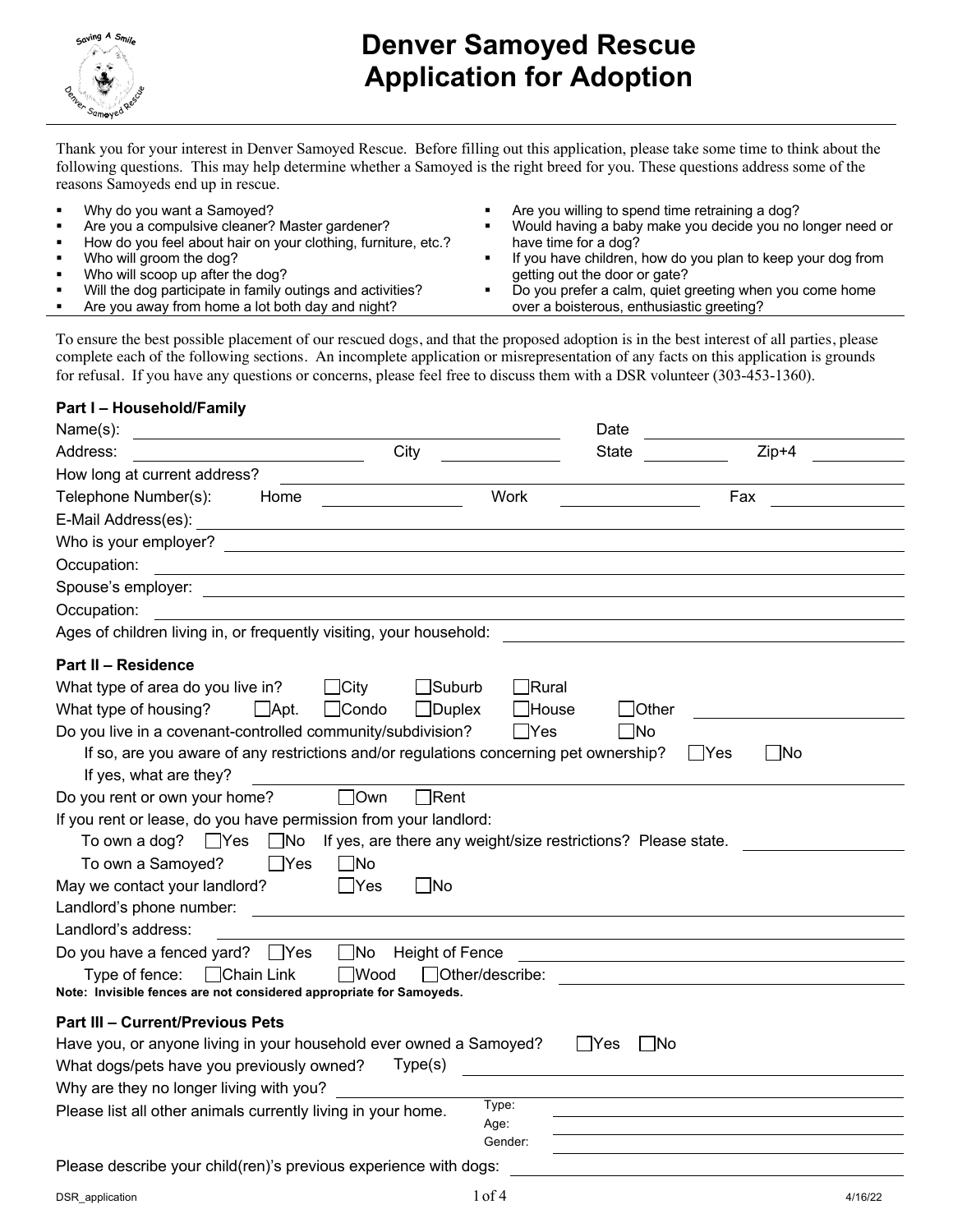# Denver Samoyed Rescue Application for Adoption

Thank you for your interest in Denver Samoyed Rescue. Before filling out this application, please take some time to think about the following questions. This may help determine whether a Samoyed is the right breed for you. These questions address some of the reasons Samoyeds end up in rescue.

- Why do you want a Samoyed?
- Are you a compulsive cleaner? Master gardener?
- How do you feel about hair on your clothing, furniture, etc.?
- Who will groom the dog?
- Who will scoop up after the dog?
- Will the dog participate in family outings and activities?
- Are you away from home a lot both day and night?
- Are you willing to spend time retraining a dog?
- Would having a baby make you decide you no longer need or have time for a dog?
- If you have children, how do you plan to keep your dog from getting out the door or gate?
- Do you prefer a calm, quiet greeting when you come home over a boisterous, enthusiastic greeting?

To ensure the best possible placement of our rescued dogs, and that the proposed adoption is in the best interest of all parties, please complete each of the following sections. An incomplete application or misrepresentation of any facts on this application is grounds for refusal. If you have any questions or concerns, please feel free to discuss them with a DSR volunteer (303-453-1360).

**Part I – Household/Family**

Name(s): ______________________ Date ______________

Address: ______________ City ______________ State __________ Zip+4 __________

How long at current address? ______________________

Telephone Number(s): Home ______________ Work ______________ Fax ______________

E-Mail Address(es): ______________________

Who is your employer? ______________________

Occupation: ______________________

Spouse's employer: ______________________

Occupation: ______________________

Ages of children living in, or frequently visiting, your household: ______________________

**Part II – Residence**

What type of area do you live in? ☐ City ☐ Suburb ☐ Rural

What type of housing? ☐ Apt. ☐ Condo ☐ Duplex ☐ House ☐ Other ______________

Do you live in a covenant-controlled community/subdivision? ☐ Yes ☐ No

If so, are you aware of any restrictions and/or regulations concerning pet ownership? ☐ Yes ☐ No

If yes, what are they? ______________________

Do you rent or own your home? ☐ Own ☐ Rent

If you rent or lease, do you have permission from your landlord:

To own a dog? ☐ Yes ☐ No If yes, are there any weight/size restrictions? Please state. ______________

To own a Samoyed? ☐ Yes ☐ No

May we contact your landlord? ☐ Yes ☐ No

Landlord's phone number: ______________________

Landlord's address: ______________________

Do you have a fenced yard? ☐ Yes ☐ No Height of Fence ______________

Type of fence: ☐ Chain Link ☐ Wood ☐ Other/describe: ______________

**Note: Invisible fences are not considered appropriate for Samoyeds.**

**Part III – Current/Previous Pets**

Have you, or anyone living in your household ever owned a Samoyed? ☐ Yes ☐ No

What dogs/pets have you previously owned? Type(s) ______________________

Why are they no longer living with you? ______________________

Please list all other animals currently living in your home.
Type: ______________
Age: ______________
Gender: ______________

Please describe your child(ren)'s previous experience with dogs: ______________________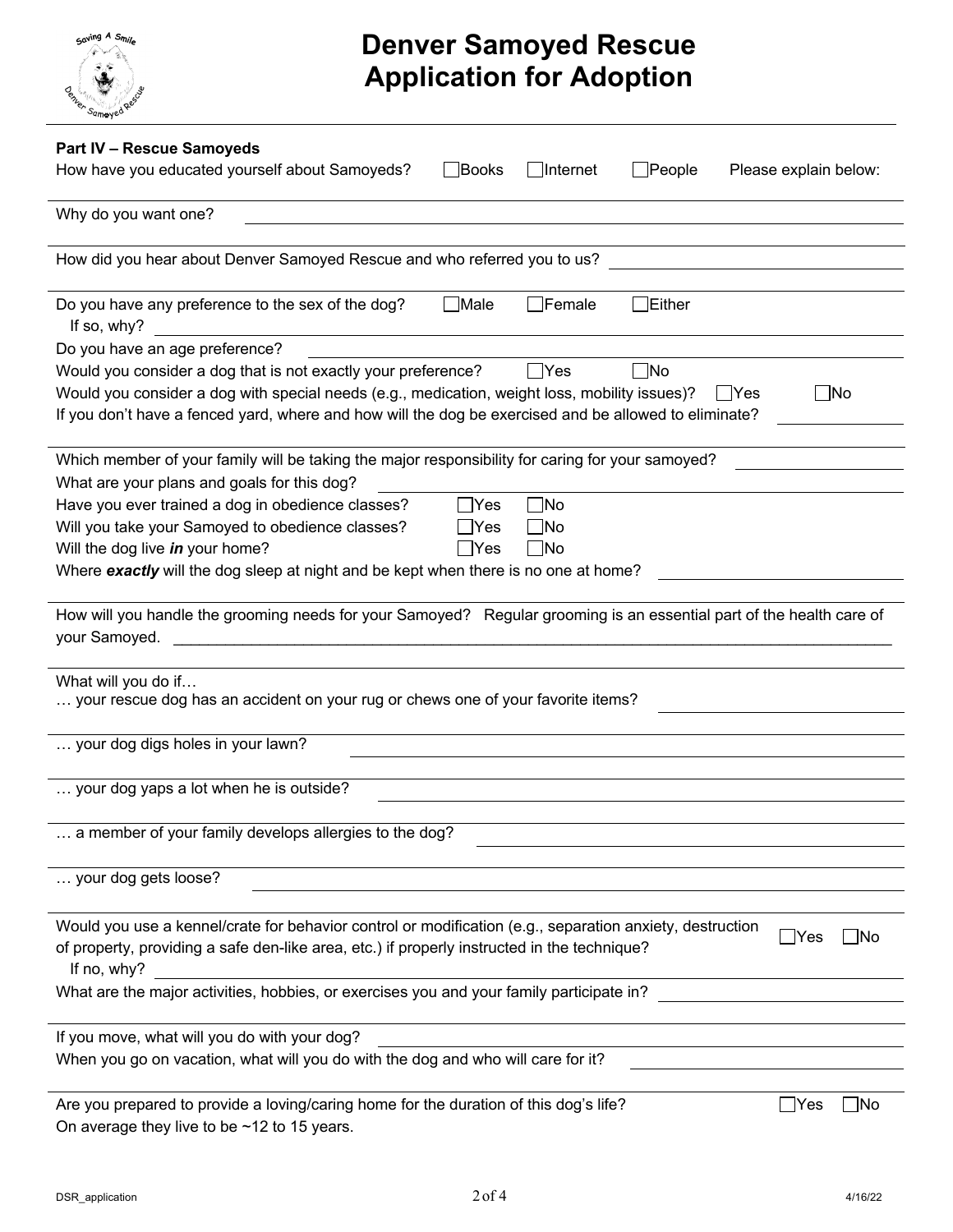# Denver Samoyed Rescue
# Application for Adoption

**Part IV – Rescue Samoyeds**

How have you educated yourself about Samoyeds? ☐ Books ☐ Internet ☐ People Please explain below:

Why do you want one?

How did you hear about Denver Samoyed Rescue and who referred you to us?

Do you have any preference to the sex of the dog? ☐ Male ☐ Female ☐ Either
If so, why?

Do you have an age preference?

Would you consider a dog that is not exactly your preference? ☐ Yes ☐ No

Would you consider a dog with special needs (e.g., medication, weight loss, mobility issues)? ☐ Yes ☐ No

If you don't have a fenced yard, where and how will the dog be exercised and be allowed to eliminate?

Which member of your family will be taking the major responsibility for caring for your samoyed?

What are your plans and goals for this dog?

Have you ever trained a dog in obedience classes? ☐ Yes ☐ No

Will you take your Samoyed to obedience classes? ☐ Yes ☐ No

Will the dog live ***in*** your home? ☐ Yes ☐ No

Where ***exactly*** will the dog sleep at night and be kept when there is no one at home?

How will you handle the grooming needs for your Samoyed? Regular grooming is an essential part of the health care of your Samoyed. ______________________________

What will you do if…

… your rescue dog has an accident on your rug or chews one of your favorite items?

… your dog digs holes in your lawn?

… your dog yaps a lot when he is outside?

… a member of your family develops allergies to the dog?

… your dog gets loose?

Would you use a kennel/crate for behavior control or modification (e.g., separation anxiety, destruction of property, providing a safe den-like area, etc.) if properly instructed in the technique? ☐ Yes ☐ No
If no, why?

What are the major activities, hobbies, or exercises you and your family participate in?

If you move, what will you do with your dog?

When you go on vacation, what will you do with the dog and who will care for it?

Are you prepared to provide a loving/caring home for the duration of this dog's life? ☐ Yes ☐ No
On average they live to be ~12 to 15 years.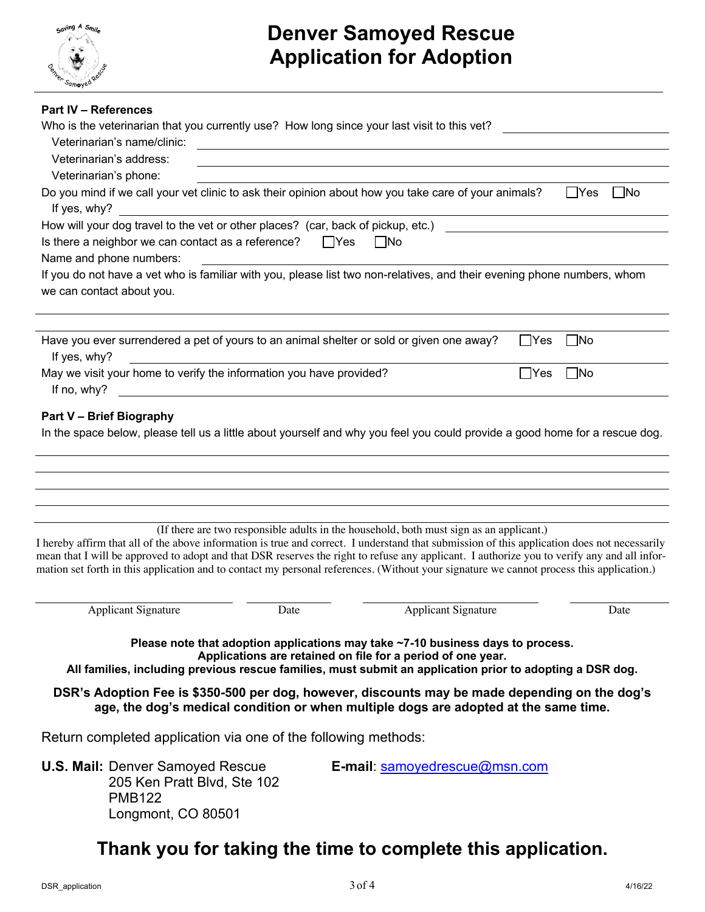# Denver Samoyed Rescue
# Application for Adoption

**Part IV – References**

Who is the veterinarian that you currently use? How long since your last visit to this vet? ______

Veterinarian's name/clinic: ______

Veterinarian's address: ______

Veterinarian's phone: ______

Do you mind if we call your vet clinic to ask their opinion about how you take care of your animals? ☐Yes ☐No

If yes, why? ______

How will your dog travel to the vet or other places? (car, back of pickup, etc.) ______

Is there a neighbor we can contact as a reference? ☐Yes ☐No

Name and phone numbers: ______

If you do not have a vet who is familiar with you, please list two non-relatives, and their evening phone numbers, whom we can contact about you.

______

Have you ever surrendered a pet of yours to an animal shelter or sold or given one away? ☐Yes ☐No

If yes, why? ______

May we visit your home to verify the information you have provided? ☐Yes ☐No

If no, why? ______

**Part V – Brief Biography**

In the space below, please tell us a little about yourself and why you feel you could provide a good home for a rescue dog.

______

(If there are two responsible adults in the household, both must sign as an applicant.)

I hereby affirm that all of the above information is true and correct. I understand that submission of this application does not necessarily mean that I will be approved to adopt and that DSR reserves the right to refuse any applicant. I authorize you to verify any and all information set forth in this application and to contact my personal references. (Without your signature we cannot process this application.)

______ Applicant Signature ______ Date ______ Applicant Signature ______ Date

**Please note that adoption applications may take ~7-10 business days to process.**
**Applications are retained on file for a period of one year.**
**All families, including previous rescue families, must submit an application prior to adopting a DSR dog.**

**DSR's Adoption Fee is $350-500 per dog, however, discounts may be made depending on the dog's age, the dog's medical condition or when multiple dogs are adopted at the same time.**

Return completed application via one of the following methods:

**U.S. Mail:** Denver Samoyed Rescue
205 Ken Pratt Blvd, Ste 102
PMB122
Longmont, CO 80501

**E-mail**: samoyedrescue@msn.com

## Thank you for taking the time to complete this application.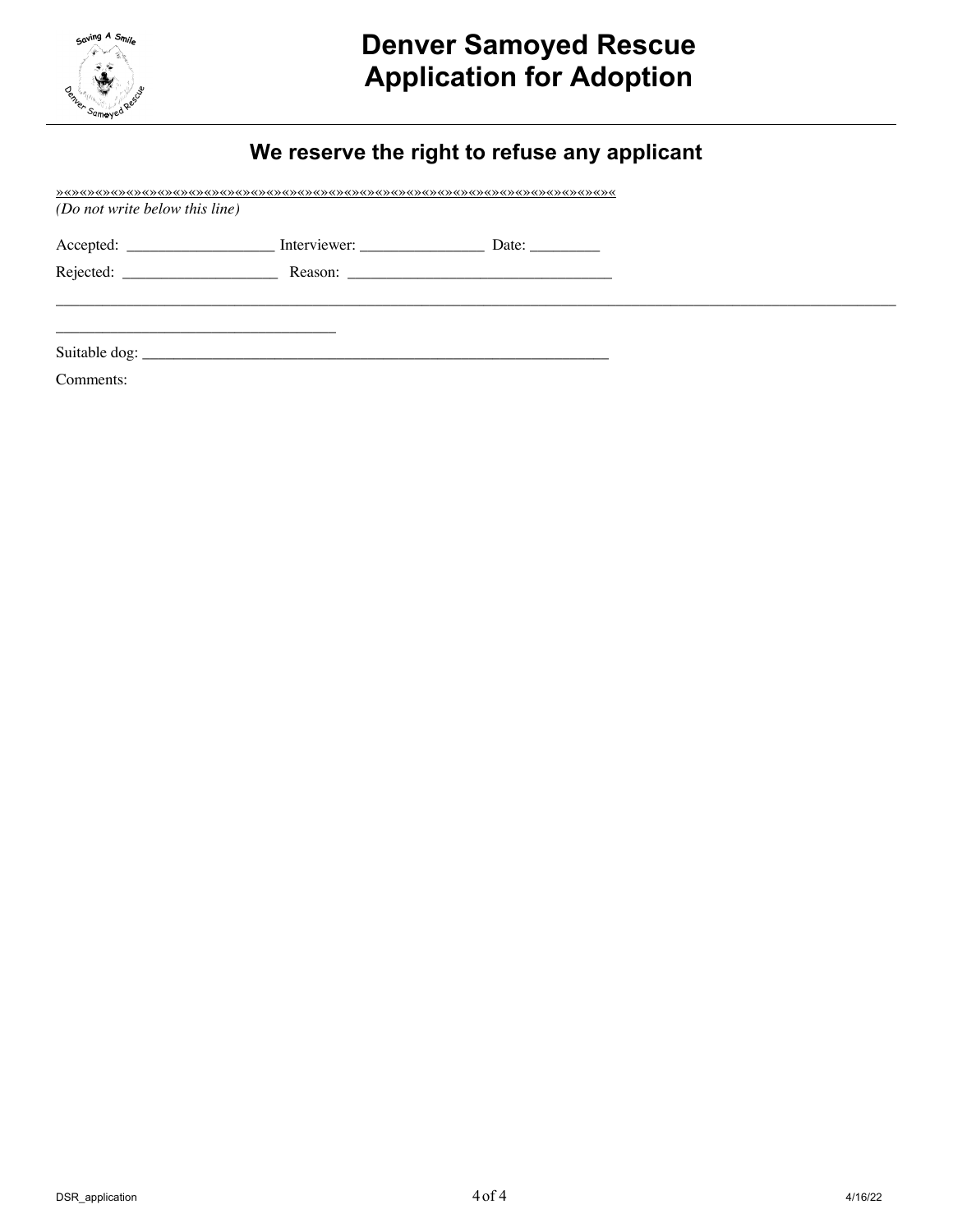# Denver Samoyed Rescue Application for Adoption

## We reserve the right to refuse any applicant

»«»«»«»«»«»«»«»«»«»«»«»«»«»«»«»«»«»«»«»«»«»«»«»«»«»«»«»«»«»«»«»«»«»«

*(Do not write below this line)*

Accepted: ___________________ Interviewer: ________________ Date: _________

Rejected: ____________________ Reason: __________________________________

___________________________________________________________________________________________________________

____________________________________

Suitable dog: ______________________________________________________________

Comments: